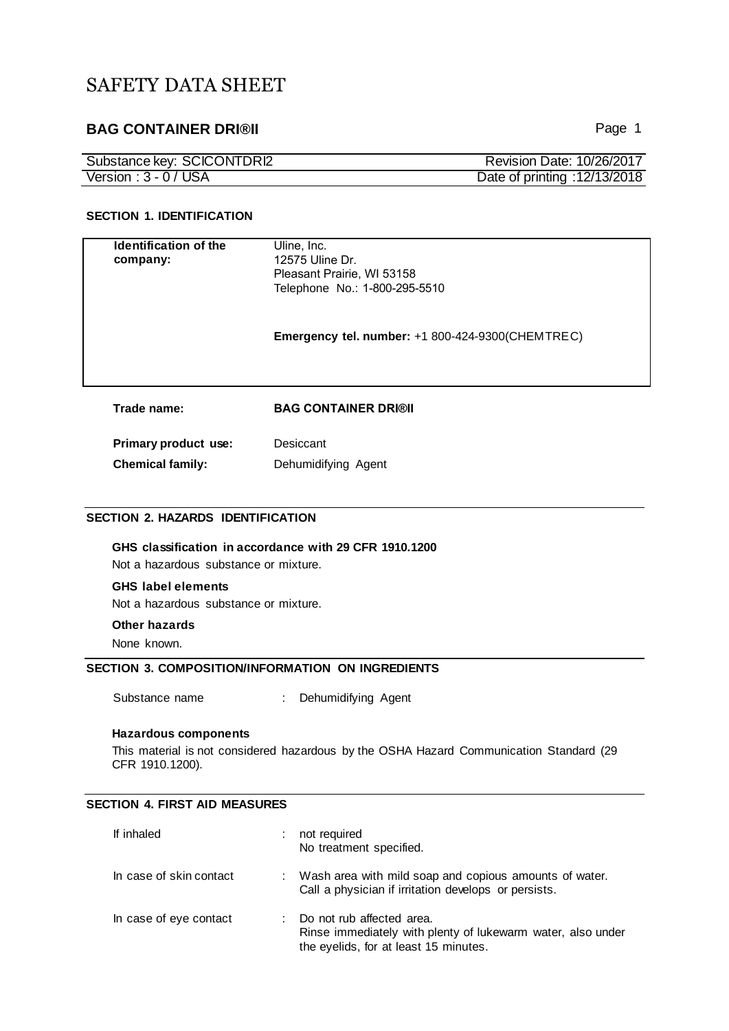# SAFETY DATA SHEET

## BAG CONTAINER DRI®II

| Substance key: SCICONTDRI2 | Revision Date: 10/26/2017 |
|---|---|
| Version : 3 - 0 / USA | Date of printing :12/13/2018 |

### SECTION 1. IDENTIFICATION

| | |
|---|---|
| **Identification of the company:** | Uline, Inc.<br>12575 Uline Dr.<br>Pleasant Prairie, WI 53158<br>Telephone No.: 1-800-295-5510<br><br>**Emergency tel. number:** +1 800-424-9300(CHEMTREC) |

| | |
|---|---|
| **Trade name:** | **BAG CONTAINER DRI®II** |
| **Primary product use:** | Desiccant |
| **Chemical family:** | Dehumidifying Agent |

### SECTION 2. HAZARDS IDENTIFICATION

**GHS classification in accordance with 29 CFR 1910.1200**

Not a hazardous substance or mixture.

**GHS label elements**

Not a hazardous substance or mixture.

**Other hazards**

None known.

### SECTION 3. COMPOSITION/INFORMATION ON INGREDIENTS

Substance name : Dehumidifying Agent

**Hazardous components**

This material is not considered hazardous by the OSHA Hazard Communication Standard (29 CFR 1910.1200).

### SECTION 4. FIRST AID MEASURES

| | | |
|---|---|---|
| If inhaled | : | not required<br>No treatment specified. |
| In case of skin contact | : | Wash area with mild soap and copious amounts of water.<br>Call a physician if irritation develops or persists. |
| In case of eye contact | : | Do not rub affected area.<br>Rinse immediately with plenty of lukewarm water, also under the eyelids, for at least 15 minutes. |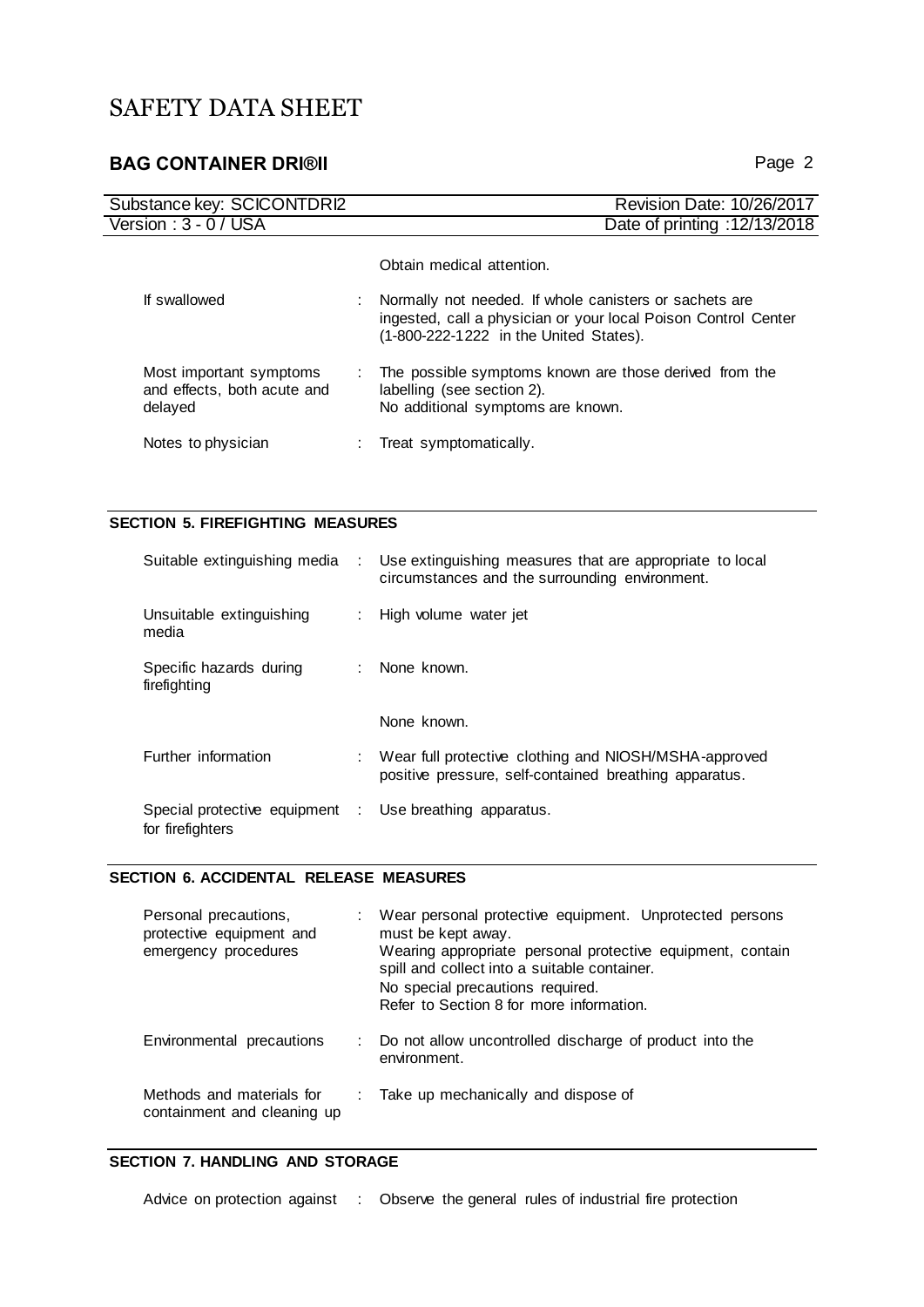Obtain medical attention.

| | | |
|---|---|---|
| If swallowed | : | Normally not needed. If whole canisters or sachets are ingested, call a physician or your local Poison Control Center (1-800-222-1222 in the United States). |
| Most important symptoms and effects, both acute and delayed | : | The possible symptoms known are those derived from the labelling (see section 2). No additional symptoms are known. |
| Notes to physician | : | Treat symptomatically. |

## SECTION 5. FIREFIGHTING MEASURES

| | | |
|---|---|---|
| Suitable extinguishing media | : | Use extinguishing measures that are appropriate to local circumstances and the surrounding environment. |
| Unsuitable extinguishing media | : | High volume water jet |
| Specific hazards during firefighting | : | None known. |
| | | None known. |
| Further information | : | Wear full protective clothing and NIOSH/MSHA-approved positive pressure, self-contained breathing apparatus. |
| Special protective equipment for firefighters | : | Use breathing apparatus. |

## SECTION 6. ACCIDENTAL RELEASE MEASURES

| | | |
|---|---|---|
| Personal precautions, protective equipment and emergency procedures | : | Wear personal protective equipment. Unprotected persons must be kept away. Wearing appropriate personal protective equipment, contain spill and collect into a suitable container. No special precautions required. Refer to Section 8 for more information. |
| Environmental precautions | : | Do not allow uncontrolled discharge of product into the environment. |
| Methods and materials for containment and cleaning up | : | Take up mechanically and dispose of |

## SECTION 7. HANDLING AND STORAGE

| | | |
|---|---|---|
| Advice on protection against | : | Observe the general rules of industrial fire protection |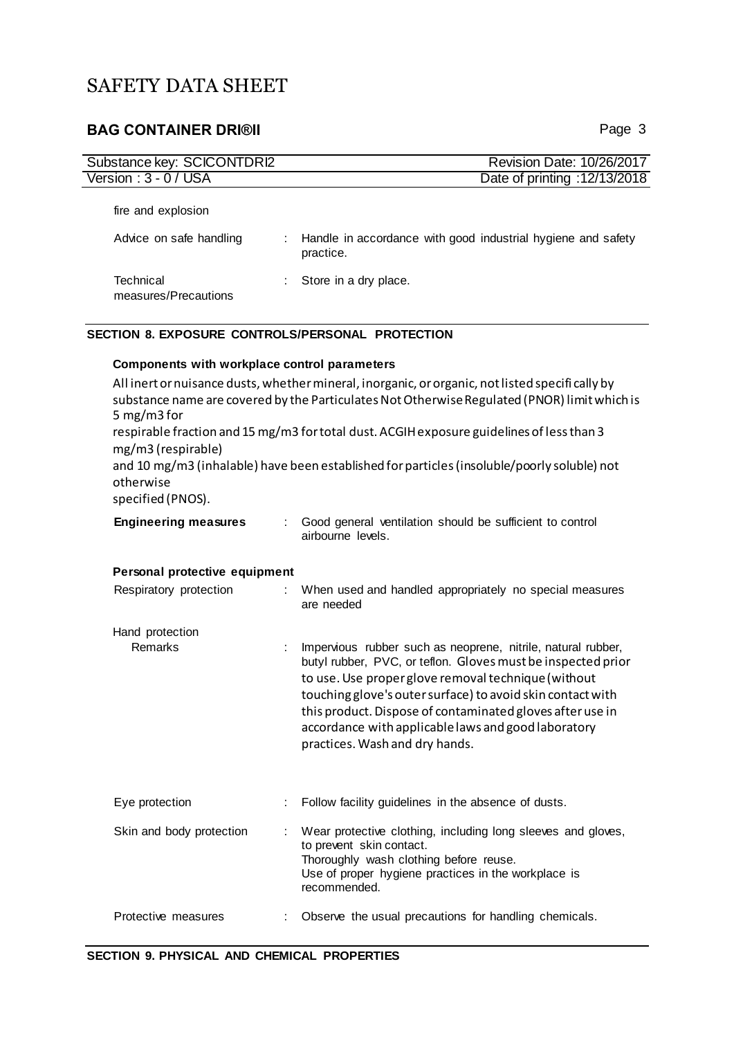fire and explosion

| | | |
|---|---|---|
| Advice on safe handling | : | Handle in accordance with good industrial hygiene and safety practice. |
| Technical measures/Precautions | : | Store in a dry place. |

## SECTION 8. EXPOSURE CONTROLS/PERSONAL PROTECTION

### Components with workplace control parameters

All inert or nuisance dusts, whether mineral, inorganic, or organic, not listed specifically by substance name are covered by the Particulates Not Otherwise Regulated (PNOR) limit which is 5 mg/m3 for
respirable fraction and 15 mg/m3 for total dust. ACGIH exposure guidelines of less than 3 mg/m3 (respirable)
and 10 mg/m3 (inhalable) have been established for particles (insoluble/poorly soluble) not otherwise
specified (PNOS).

| | | |
|---|---|---|
| **Engineering measures** | : | Good general ventilation should be sufficient to control airbourne levels. |

### Personal protective equipment

| | | |
|---|---|---|
| Respiratory protection | : | When used and handled appropriately no special measures are needed |
| Hand protection | | |
| Remarks | : | Impervious rubber such as neoprene, nitrile, natural rubber, butyl rubber, PVC, or teflon. Gloves must be inspected prior to use. Use proper glove removal technique (without touching glove's outer surface) to avoid skin contact with this product. Dispose of contaminated gloves after use in accordance with applicable laws and good laboratory practices. Wash and dry hands. |
| Eye protection | : | Follow facility guidelines in the absence of dusts. |
| Skin and body protection | : | Wear protective clothing, including long sleeves and gloves, to prevent skin contact. Thoroughly wash clothing before reuse. Use of proper hygiene practices in the workplace is recommended. |
| Protective measures | : | Observe the usual precautions for handling chemicals. |

## SECTION 9. PHYSICAL AND CHEMICAL PROPERTIES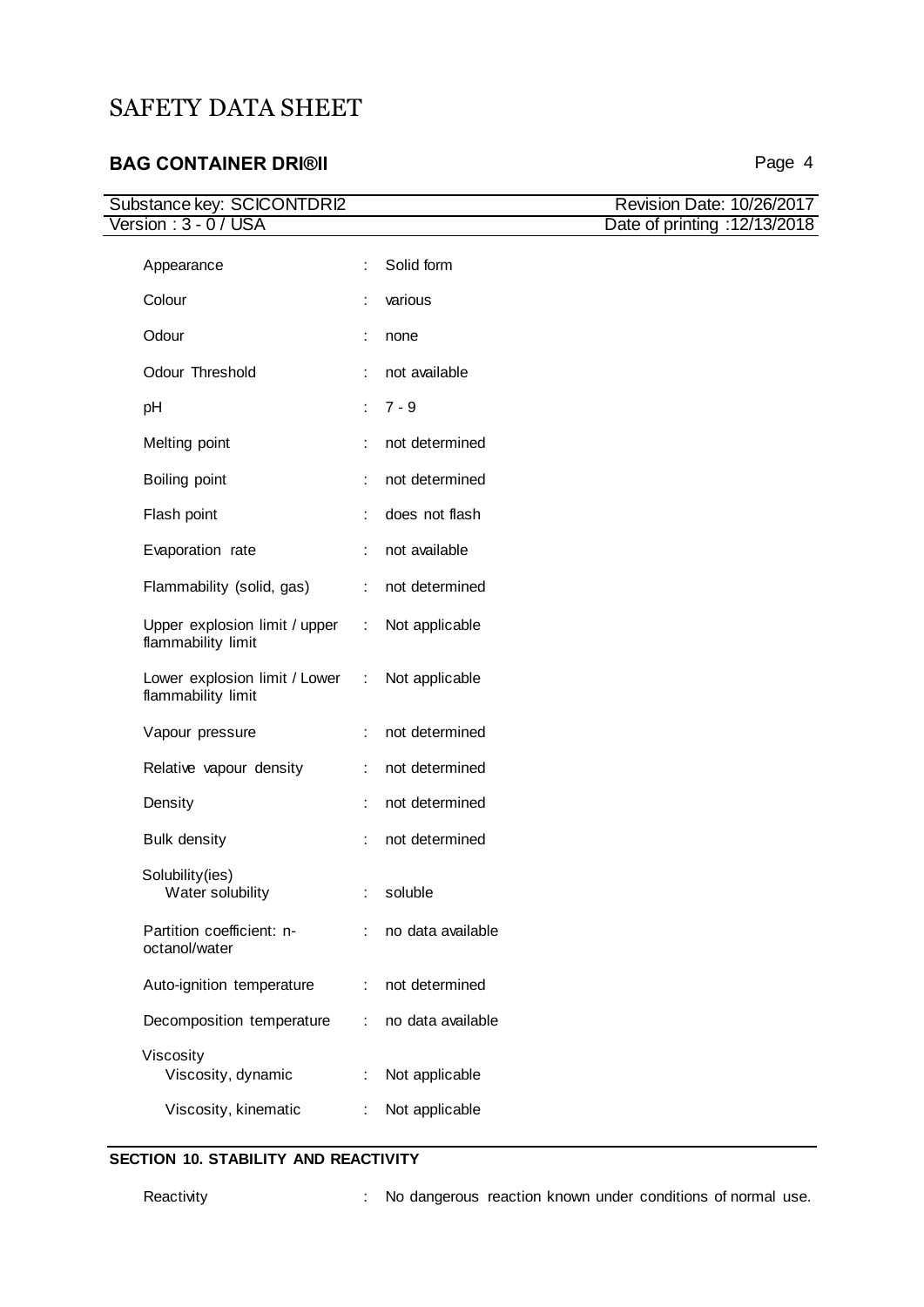| | | |
|---|---|---|
| Appearance | : | Solid form |
| Colour | : | various |
| Odour | : | none |
| Odour Threshold | : | not available |
| pH | : | 7 - 9 |
| Melting point | : | not determined |
| Boiling point | : | not determined |
| Flash point | : | does not flash |
| Evaporation rate | : | not available |
| Flammability (solid, gas) | : | not determined |
| Upper explosion limit / upper flammability limit | : | Not applicable |
| Lower explosion limit / Lower flammability limit | : | Not applicable |
| Vapour pressure | : | not determined |
| Relative vapour density | : | not determined |
| Density | : | not determined |
| Bulk density | : | not determined |
| Solubility(ies) | | |
| Water solubility | : | soluble |
| Partition coefficient: n-octanol/water | : | no data available |
| Auto-ignition temperature | : | not determined |
| Decomposition temperature | : | no data available |
| Viscosity | | |
| Viscosity, dynamic | : | Not applicable |
| Viscosity, kinematic | : | Not applicable |

## SECTION 10. STABILITY AND REACTIVITY

Reactivity : No dangerous reaction known under conditions of normal use.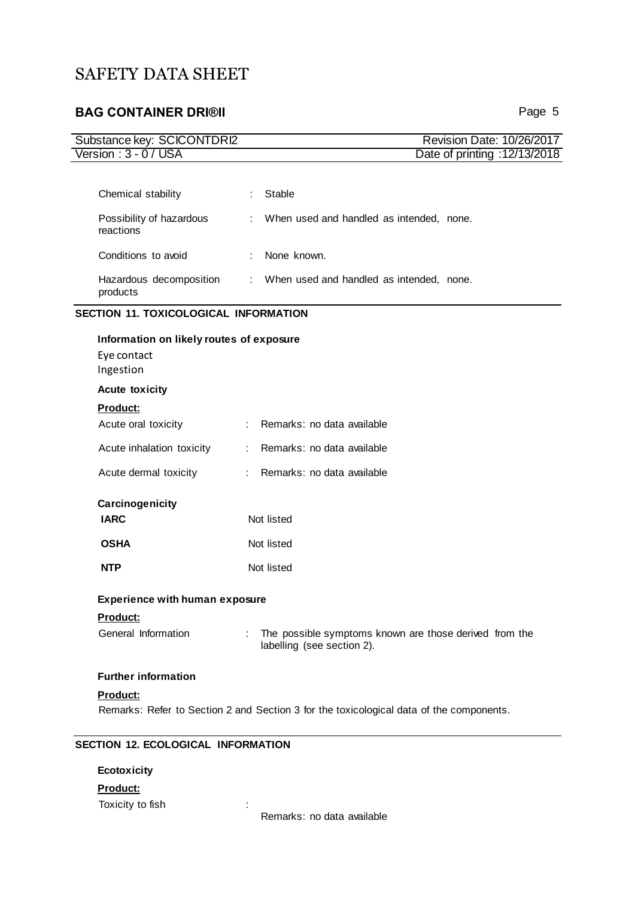| | | |
|---|---|---|
| Chemical stability | : | Stable |
| Possibility of hazardous reactions | : | When used and handled as intended, none. |
| Conditions to avoid | : | None known. |
| Hazardous decomposition products | : | When used and handled as intended, none. |

## SECTION 11. TOXICOLOGICAL INFORMATION

**Information on likely routes of exposure**

Eye contact
Ingestion

**Acute toxicity**

**Product:**

| | | |
|---|---|---|
| Acute oral toxicity | : | Remarks: no data available |
| Acute inhalation toxicity | : | Remarks: no data available |
| Acute dermal toxicity | : | Remarks: no data available |

**Carcinogenicity**

| | |
|---|---|
| **IARC** | Not listed |
| **OSHA** | Not listed |
| **NTP** | Not listed |

**Experience with human exposure**

**Product:**

General Information : The possible symptoms known are those derived from the labelling (see section 2).

**Further information**

**Product:**

Remarks: Refer to Section 2 and Section 3 for the toxicological data of the components.

## SECTION 12. ECOLOGICAL INFORMATION

**Ecotoxicity**

**Product:**

Toxicity to fish : Remarks: no data available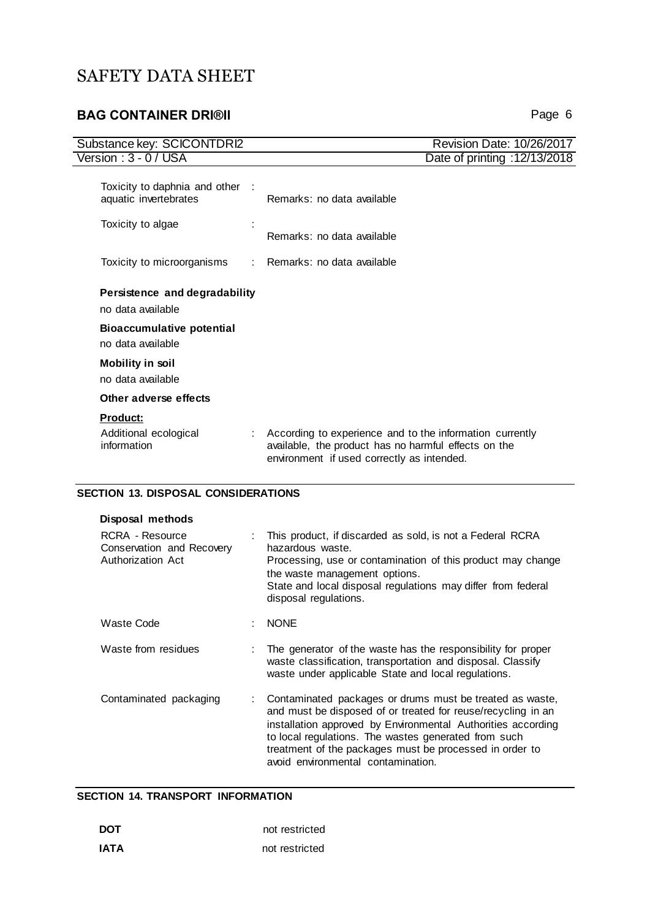| | | |
|---|---|---|
| Toxicity to daphnia and other aquatic invertebrates | : | Remarks: no data available |
| Toxicity to algae | : | Remarks: no data available |
| Toxicity to microorganisms | : | Remarks: no data available |

**Persistence and degradability**

no data available

**Bioaccumulative potential**

no data available

**Mobility in soil**

no data available

**Other adverse effects**

**Product:**

| | | |
|---|---|---|
| Additional ecological information | : | According to experience and to the information currently available, the product has no harmful effects on the environment if used correctly as intended. |

## SECTION 13. DISPOSAL CONSIDERATIONS

**Disposal methods**

| | | |
|---|---|---|
| RCRA - Resource Conservation and Recovery Authorization Act | : | This product, if discarded as sold, is not a Federal RCRA hazardous waste. Processing, use or contamination of this product may change the waste management options. State and local disposal regulations may differ from federal disposal regulations. |
| Waste Code | : | NONE |
| Waste from residues | : | The generator of the waste has the responsibility for proper waste classification, transportation and disposal. Classify waste under applicable State and local regulations. |
| Contaminated packaging | : | Contaminated packages or drums must be treated as waste, and must be disposed of or treated for reuse/recycling in an installation approved by Environmental Authorities according to local regulations. The wastes generated from such treatment of the packages must be processed in order to avoid environmental contamination. |

## SECTION 14. TRANSPORT INFORMATION

| | |
|---|---|
| **DOT** | not restricted |
| **IATA** | not restricted |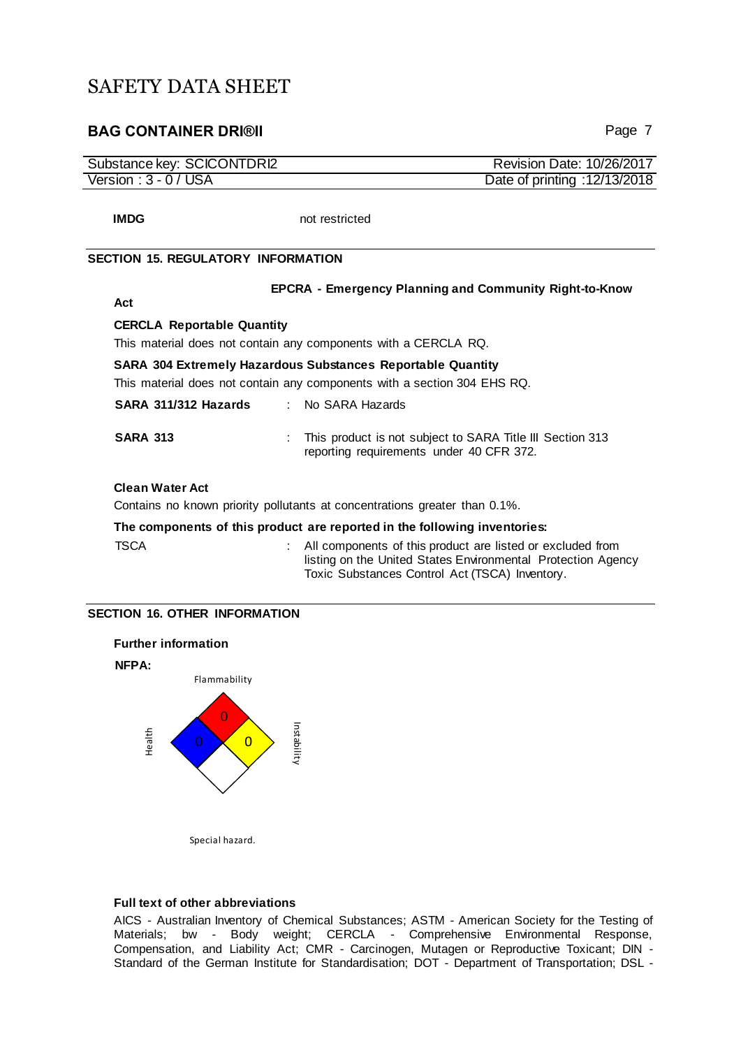**IMDG** not restricted

## SECTION 15. REGULATORY INFORMATION

**EPCRA - Emergency Planning and Community Right-to-Know Act**

**CERCLA Reportable Quantity**

This material does not contain any components with a CERCLA RQ.

**SARA 304 Extremely Hazardous Substances Reportable Quantity**

This material does not contain any components with a section 304 EHS RQ.

**SARA 311/312 Hazards** : No SARA Hazards

**SARA 313** : This product is not subject to SARA Title III Section 313 reporting requirements under 40 CFR 372.

**Clean Water Act**

Contains no known priority pollutants at concentrations greater than 0.1%.

**The components of this product are reported in the following inventories:**

TSCA : All components of this product are listed or excluded from listing on the United States Environmental Protection Agency Toxic Substances Control Act (TSCA) Inventory.

## SECTION 16. OTHER INFORMATION

**Further information**

**NFPA:**

Flammability: 0

Health: 0

Instability: 0

Special hazard.

**Full text of other abbreviations**

AICS - Australian Inventory of Chemical Substances; ASTM - American Society for the Testing of Materials; bw - Body weight; CERCLA - Comprehensive Environmental Response, Compensation, and Liability Act; CMR - Carcinogen, Mutagen or Reproductive Toxicant; DIN - Standard of the German Institute for Standardisation; DOT - Department of Transportation; DSL -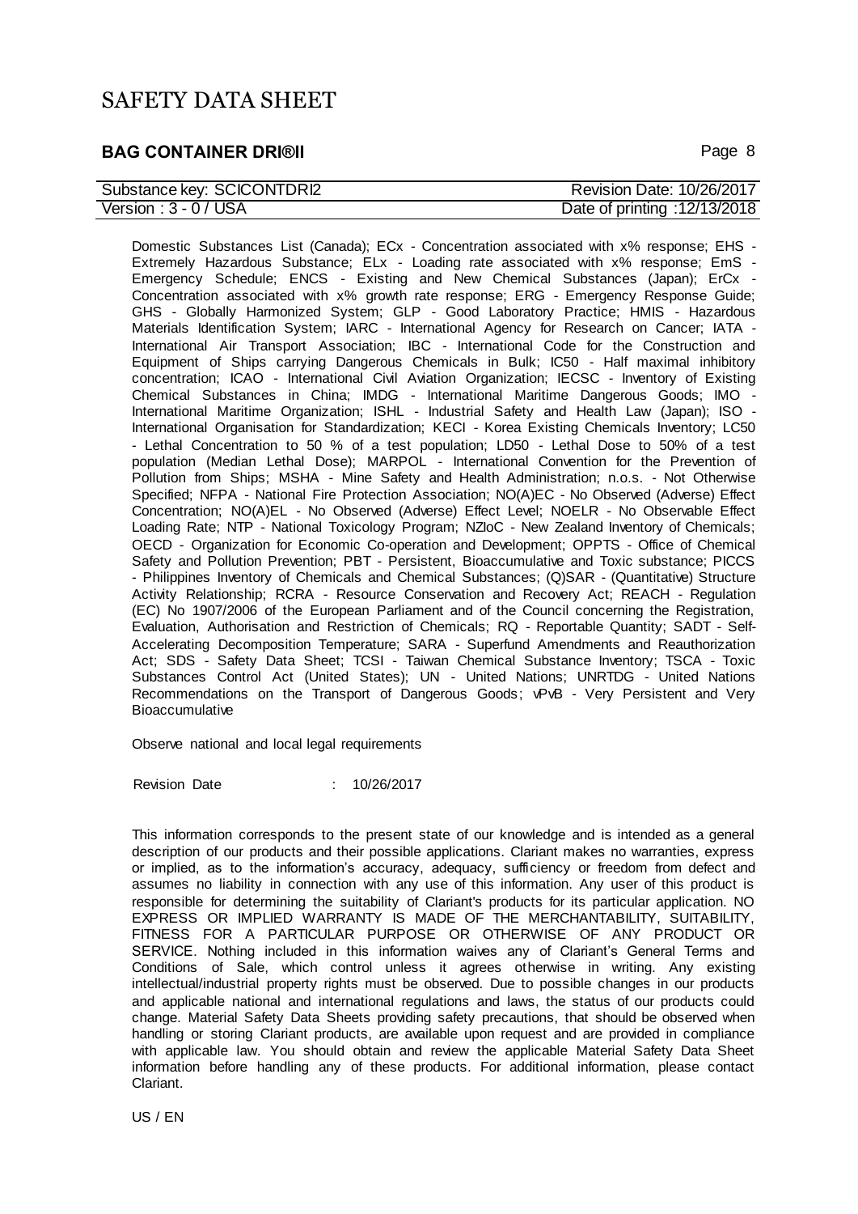Domestic Substances List (Canada); ECx - Concentration associated with x% response; EHS - Extremely Hazardous Substance; ELx - Loading rate associated with x% response; EmS - Emergency Schedule; ENCS - Existing and New Chemical Substances (Japan); ErCx - Concentration associated with x% growth rate response; ERG - Emergency Response Guide; GHS - Globally Harmonized System; GLP - Good Laboratory Practice; HMIS - Hazardous Materials Identification System; IARC - International Agency for Research on Cancer; IATA - International Air Transport Association; IBC - International Code for the Construction and Equipment of Ships carrying Dangerous Chemicals in Bulk; IC50 - Half maximal inhibitory concentration; ICAO - International Civil Aviation Organization; IECSC - Inventory of Existing Chemical Substances in China; IMDG - International Maritime Dangerous Goods; IMO - International Maritime Organization; ISHL - Industrial Safety and Health Law (Japan); ISO - International Organisation for Standardization; KECI - Korea Existing Chemicals Inventory; LC50 - Lethal Concentration to 50 % of a test population; LD50 - Lethal Dose to 50% of a test population (Median Lethal Dose); MARPOL - International Convention for the Prevention of Pollution from Ships; MSHA - Mine Safety and Health Administration; n.o.s. - Not Otherwise Specified; NFPA - National Fire Protection Association; NO(A)EC - No Observed (Adverse) Effect Concentration; NO(A)EL - No Observed (Adverse) Effect Level; NOELR - No Observable Effect Loading Rate; NTP - National Toxicology Program; NZIoC - New Zealand Inventory of Chemicals; OECD - Organization for Economic Co-operation and Development; OPPTS - Office of Chemical Safety and Pollution Prevention; PBT - Persistent, Bioaccumulative and Toxic substance; PICCS - Philippines Inventory of Chemicals and Chemical Substances; (Q)SAR - (Quantitative) Structure Activity Relationship; RCRA - Resource Conservation and Recovery Act; REACH - Regulation (EC) No 1907/2006 of the European Parliament and of the Council concerning the Registration, Evaluation, Authorisation and Restriction of Chemicals; RQ - Reportable Quantity; SADT - Self-Accelerating Decomposition Temperature; SARA - Superfund Amendments and Reauthorization Act; SDS - Safety Data Sheet; TCSI - Taiwan Chemical Substance Inventory; TSCA - Toxic Substances Control Act (United States); UN - United Nations; UNRTDG - United Nations Recommendations on the Transport of Dangerous Goods; vPvB - Very Persistent and Very Bioaccumulative

Observe national and local legal requirements

Revision Date : 10/26/2017

This information corresponds to the present state of our knowledge and is intended as a general description of our products and their possible applications. Clariant makes no warranties, express or implied, as to the information's accuracy, adequacy, sufficiency or freedom from defect and assumes no liability in connection with any use of this information. Any user of this product is responsible for determining the suitability of Clariant's products for its particular application. NO EXPRESS OR IMPLIED WARRANTY IS MADE OF THE MERCHANTABILITY, SUITABILITY, FITNESS FOR A PARTICULAR PURPOSE OR OTHERWISE OF ANY PRODUCT OR SERVICE. Nothing included in this information waives any of Clariant's General Terms and Conditions of Sale, which control unless it agrees otherwise in writing. Any existing intellectual/industrial property rights must be observed. Due to possible changes in our products and applicable national and international regulations and laws, the status of our products could change. Material Safety Data Sheets providing safety precautions, that should be observed when handling or storing Clariant products, are available upon request and are provided in compliance with applicable law. You should obtain and review the applicable Material Safety Data Sheet information before handling any of these products. For additional information, please contact Clariant.

US / EN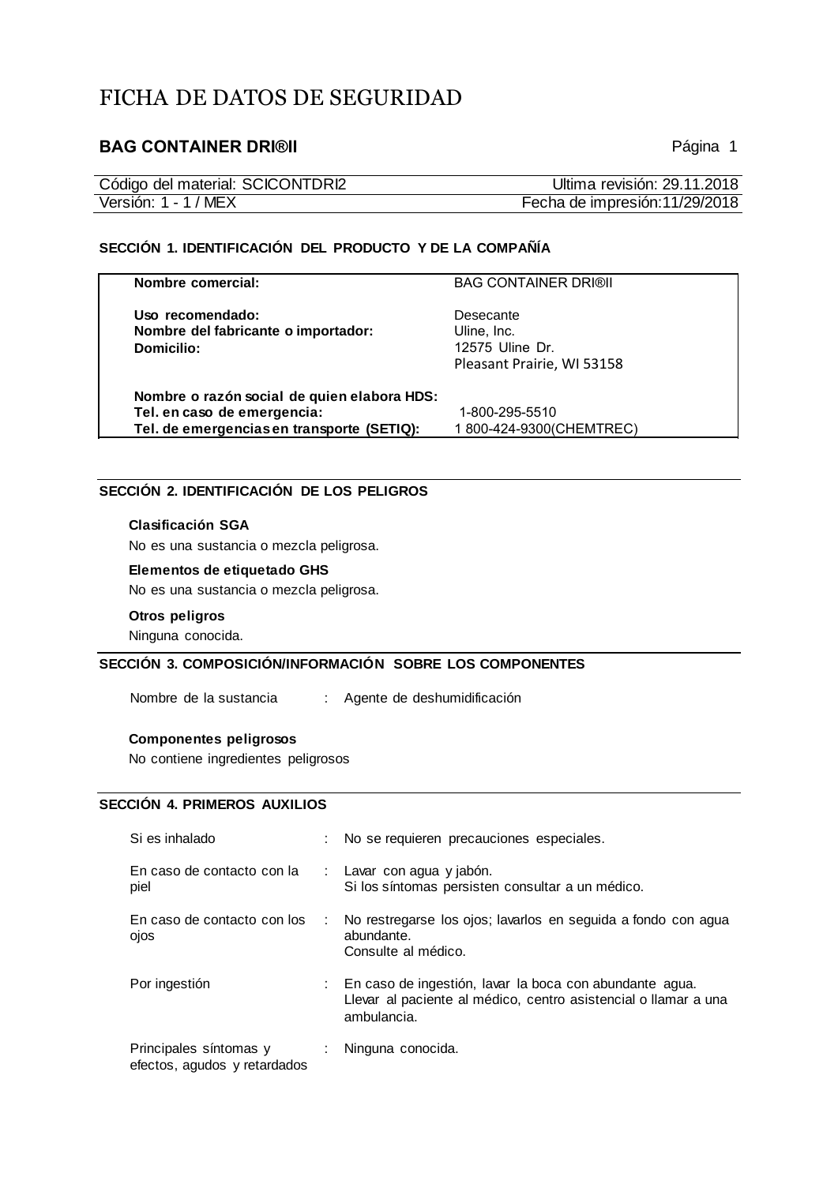# FICHA DE DATOS DE SEGURIDAD

## BAG CONTAINER DRI®II

| Código del material: SCICONTDRI2 | Ultima revisión: 29.11.2018 |
|---|---|
| Versión: 1 - 1 / MEX | Fecha de impresión:11/29/2018 |

### SECCIÓN 1. IDENTIFICACIÓN DEL PRODUCTO Y DE LA COMPAÑÍA

| | |
|---|---|
| **Nombre comercial:** | BAG CONTAINER DRI®II |
| **Uso recomendado:** | Desecante |
| **Nombre del fabricante o importador:** | Uline, Inc. |
| **Domicilio:** | 12575 Uline Dr.<br>Pleasant Prairie, WI 53158 |
| **Nombre o razón social de quien elabora HDS:** | |
| **Tel. en caso de emergencia:** | 1-800-295-5510 |
| **Tel. de emergencias en transporte (SETIQ):** | 1 800-424-9300(CHEMTREC) |

### SECCIÓN 2. IDENTIFICACIÓN DE LOS PELIGROS

**Clasificación SGA**

No es una sustancia o mezcla peligrosa.

**Elementos de etiquetado GHS**

No es una sustancia o mezcla peligrosa.

**Otros peligros**

Ninguna conocida.

### SECCIÓN 3. COMPOSICIÓN/INFORMACIÓN SOBRE LOS COMPONENTES

Nombre de la sustancia : Agente de deshumidificación

**Componentes peligrosos**

No contiene ingredientes peligrosos

### SECCIÓN 4. PRIMEROS AUXILIOS

| | |
|---|---|
| Si es inhalado | : No se requieren precauciones especiales. |
| En caso de contacto con la piel | : Lavar con agua y jabón.<br>Si los síntomas persisten consultar a un médico. |
| En caso de contacto con los ojos | : No restregarse los ojos; lavarlos en seguida a fondo con agua abundante.<br>Consulte al médico. |
| Por ingestión | : En caso de ingestión, lavar la boca con abundante agua.<br>Llevar al paciente al médico, centro asistencial o llamar a una ambulancia. |
| Principales síntomas y efectos, agudos y retardados | : Ninguna conocida. |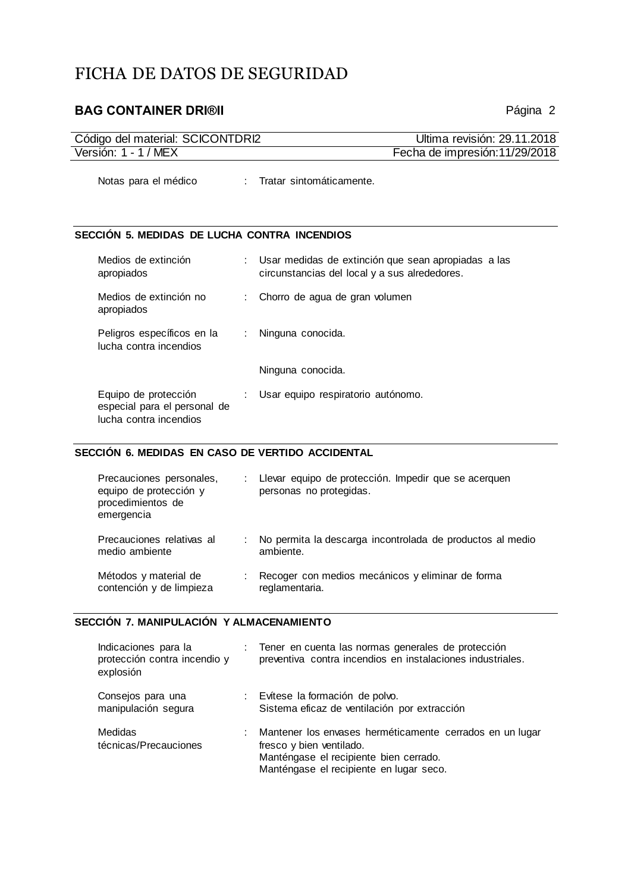Notas para el médico : Tratar sintomáticamente.

## SECCIÓN 5. MEDIDAS DE LUCHA CONTRA INCENDIOS

| | | |
|---|---|---|
| Medios de extinción apropiados | : | Usar medidas de extinción que sean apropiadas a las circunstancias del local y a sus alrededores. |
| Medios de extinción no apropiados | : | Chorro de agua de gran volumen |
| Peligros específicos en la lucha contra incendios | : | Ninguna conocida. |
| | | Ninguna conocida. |
| Equipo de protección especial para el personal de lucha contra incendios | : | Usar equipo respiratorio autónomo. |

## SECCIÓN 6. MEDIDAS EN CASO DE VERTIDO ACCIDENTAL

| | | |
|---|---|---|
| Precauciones personales, equipo de protección y procedimientos de emergencia | : | Llevar equipo de protección. Impedir que se acerquen personas no protegidas. |
| Precauciones relativas al medio ambiente | : | No permita la descarga incontrolada de productos al medio ambiente. |
| Métodos y material de contención y de limpieza | : | Recoger con medios mecánicos y eliminar de forma reglamentaria. |

## SECCIÓN 7. MANIPULACIÓN Y ALMACENAMIENTO

| | | |
|---|---|---|
| Indicaciones para la protección contra incendio y explosión | : | Tener en cuenta las normas generales de protección preventiva contra incendios en instalaciones industriales. |
| Consejos para una manipulación segura | : | Evítese la formación de polvo.<br>Sistema eficaz de ventilación por extracción |
| Medidas técnicas/Precauciones | : | Mantener los envases herméticamente cerrados en un lugar fresco y bien ventilado.<br>Manténgase el recipiente bien cerrado.<br>Manténgase el recipiente en lugar seco. |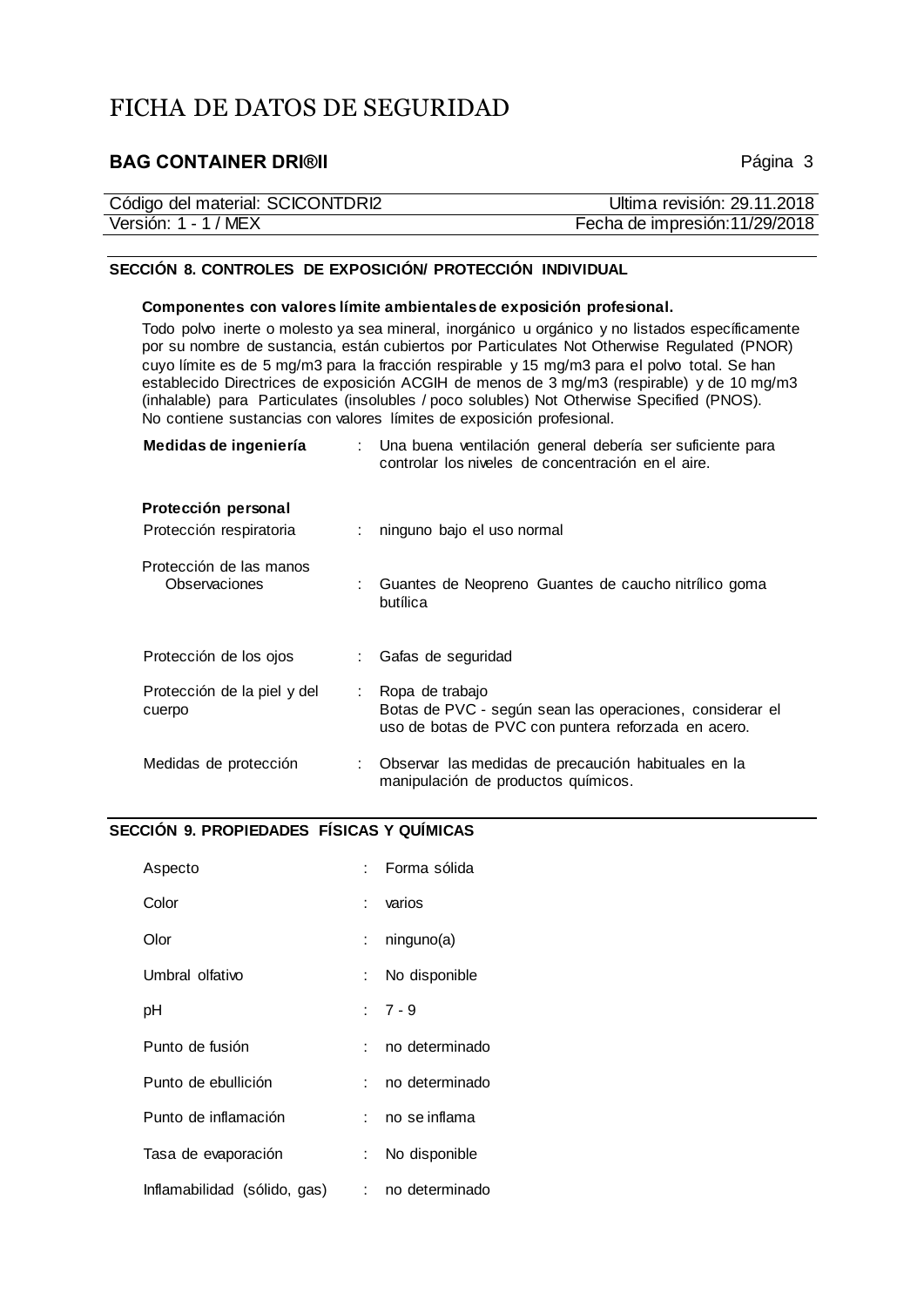# FICHA DE DATOS DE SEGURIDAD

## BAG CONTAINER DRI®II

| Código del material: SCICONTDRI2 | Ultima revisión: 29.11.2018 |
|---|---|
| Versión: 1 - 1 / MEX | Fecha de impresión:11/29/2018 |

## SECCIÓN 8. CONTROLES DE EXPOSICIÓN/ PROTECCIÓN INDIVIDUAL

**Componentes con valores límite ambientales de exposición profesional.**

Todo polvo inerte o molesto ya sea mineral, inorgánico u orgánico y no listados específicamente por su nombre de sustancia, están cubiertos por Particulates Not Otherwise Regulated (PNOR) cuyo límite es de 5 mg/m3 para la fracción respirable y 15 mg/m3 para el polvo total. Se han establecido Directrices de exposición ACGIH de menos de 3 mg/m3 (respirable) y de 10 mg/m3 (inhalable) para Particulates (insolubles / poco solubles) Not Otherwise Specified (PNOS).
No contiene sustancias con valores límites de exposición profesional.

**Medidas de ingeniería** : Una buena ventilación general debería ser suficiente para controlar los niveles de concentración en el aire.

**Protección personal**

Protección respiratoria : ninguno bajo el uso normal

Protección de las manos
Observaciones : Guantes de Neopreno Guantes de caucho nitrílico goma butílica

Protección de los ojos : Gafas de seguridad

Protección de la piel y del cuerpo : Ropa de trabajo
Botas de PVC - según sean las operaciones, considerar el uso de botas de PVC con puntera reforzada en acero.

Medidas de protección : Observar las medidas de precaución habituales en la manipulación de productos químicos.

## SECCIÓN 9. PROPIEDADES FÍSICAS Y QUÍMICAS

| | | |
|---|---|---|
| Aspecto | : | Forma sólida |
| Color | : | varios |
| Olor | : | ninguno(a) |
| Umbral olfativo | : | No disponible |
| pH | : | 7 - 9 |
| Punto de fusión | : | no determinado |
| Punto de ebullición | : | no determinado |
| Punto de inflamación | : | no se inflama |
| Tasa de evaporación | : | No disponible |
| Inflamabilidad (sólido, gas) | : | no determinado |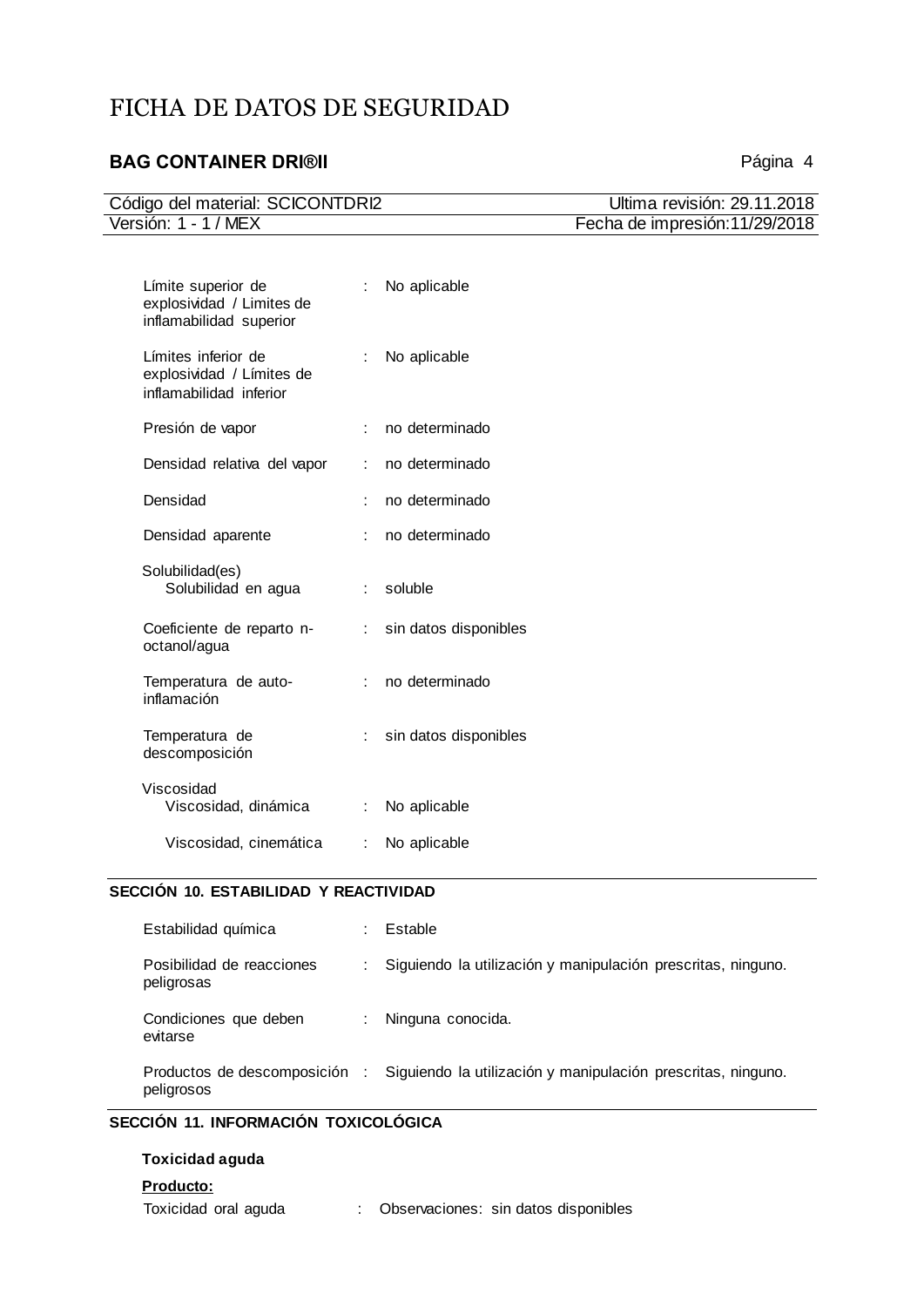| | | |
|---|---|---|
| Límite superior de explosividad / Limites de inflamabilidad superior | : | No aplicable |
| Límites inferior de explosividad / Límites de inflamabilidad inferior | : | No aplicable |
| Presión de vapor | : | no determinado |
| Densidad relativa del vapor | : | no determinado |
| Densidad | : | no determinado |
| Densidad aparente | : | no determinado |
| Solubilidad(es) | | |
| Solubilidad en agua | : | soluble |
| Coeficiente de reparto n-octanol/agua | : | sin datos disponibles |
| Temperatura de auto-inflamación | : | no determinado |
| Temperatura de descomposición | : | sin datos disponibles |
| Viscosidad | | |
| Viscosidad, dinámica | : | No aplicable |
| Viscosidad, cinemática | : | No aplicable |

## SECCIÓN 10. ESTABILIDAD Y REACTIVIDAD

| | | |
|---|---|---|
| Estabilidad química | : | Estable |
| Posibilidad de reacciones peligrosas | : | Siguiendo la utilización y manipulación prescritas, ninguno. |
| Condiciones que deben evitarse | : | Ninguna conocida. |
| Productos de descomposición peligrosos | : | Siguiendo la utilización y manipulación prescritas, ninguno. |

## SECCIÓN 11. INFORMACIÓN TOXICOLÓGICA

**Toxicidad aguda**

**Producto:**

Toxicidad oral aguda : Observaciones: sin datos disponibles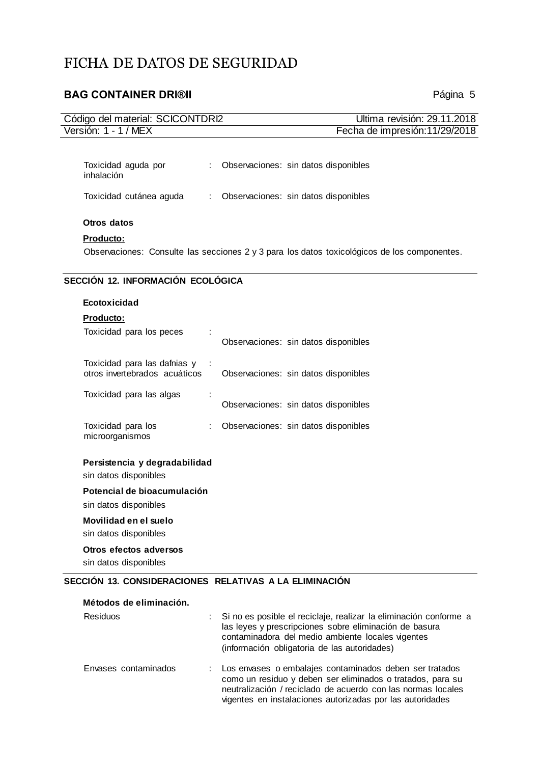| | | |
|---|---|---|
| Toxicidad aguda por inhalación | : | Observaciones: sin datos disponibles |
| Toxicidad cutánea aguda | : | Observaciones: sin datos disponibles |

**Otros datos**

**Producto:**

Observaciones: Consulte las secciones 2 y 3 para los datos toxicológicos de los componentes.

## SECCIÓN 12. INFORMACIÓN ECOLÓGICA

**Ecotoxicidad**

**Producto:**

| | | |
|---|---|---|
| Toxicidad para los peces | : | Observaciones: sin datos disponibles |
| Toxicidad para las dafnias y otros invertebrados acuáticos | : | Observaciones: sin datos disponibles |
| Toxicidad para las algas | : | Observaciones: sin datos disponibles |
| Toxicidad para los microorganismos | : | Observaciones: sin datos disponibles |

**Persistencia y degradabilidad**

sin datos disponibles

**Potencial de bioacumulación**

sin datos disponibles

**Movilidad en el suelo**

sin datos disponibles

**Otros efectos adversos**

sin datos disponibles

## SECCIÓN 13. CONSIDERACIONES RELATIVAS A LA ELIMINACIÓN

**Métodos de eliminación.**

| | | |
|---|---|---|
| Residuos | : | Si no es posible el reciclaje, realizar la eliminación conforme a las leyes y prescripciones sobre eliminación de basura contaminadora del medio ambiente locales vigentes (información obligatoria de las autoridades) |
| Envases contaminados | : | Los envases o embalajes contaminados deben ser tratados como un residuo y deben ser eliminados o tratados, para su neutralización / reciclado de acuerdo con las normas locales vigentes en instalaciones autorizadas por las autoridades |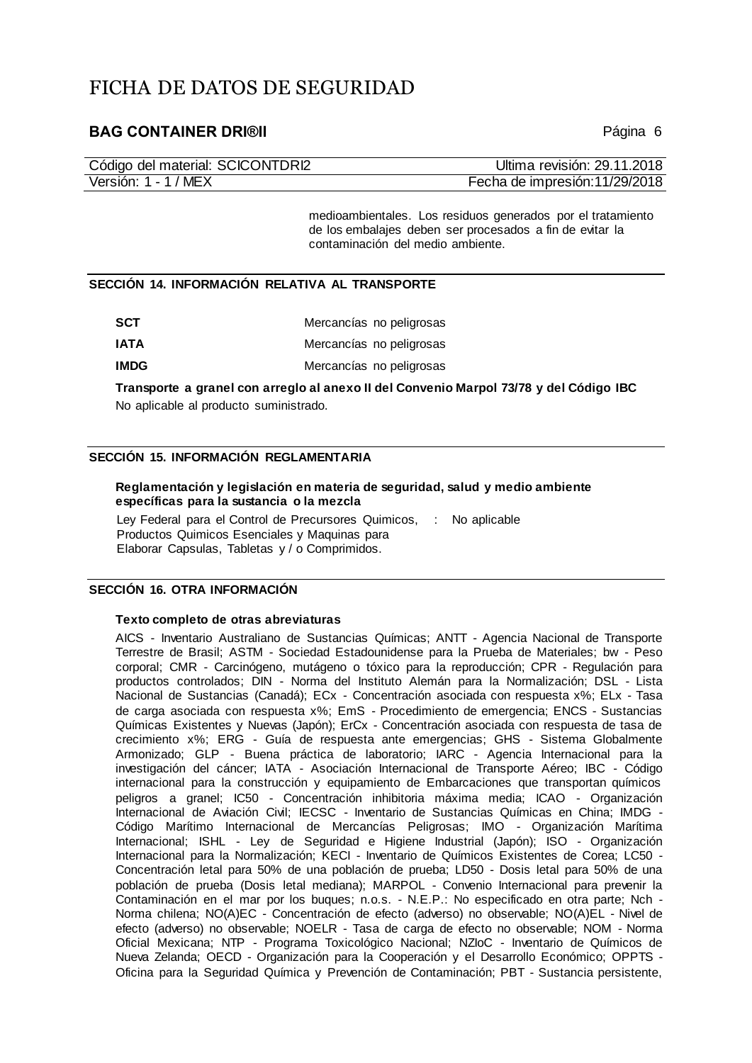medioambientales. Los residuos generados por el tratamiento de los embalajes deben ser procesados a fin de evitar la contaminación del medio ambiente.

## SECCIÓN 14. INFORMACIÓN RELATIVA AL TRANSPORTE

| | |
|---|---|
| **SCT** | Mercancías no peligrosas |
| **IATA** | Mercancías no peligrosas |
| **IMDG** | Mercancías no peligrosas |

**Transporte a granel con arreglo al anexo II del Convenio Marpol 73/78 y del Código IBC**

No aplicable al producto suministrado.

## SECCIÓN 15. INFORMACIÓN REGLAMENTARIA

**Reglamentación y legislación en materia de seguridad, salud y medio ambiente específicas para la sustancia o la mezcla**

Ley Federal para el Control de Precursores Quimicos, Productos Quimicos Esenciales y Maquinas para Elaborar Capsulas, Tabletas y / o Comprimidos. : No aplicable

## SECCIÓN 16. OTRA INFORMACIÓN

**Texto completo de otras abreviaturas**

AICS - Inventario Australiano de Sustancias Químicas; ANTT - Agencia Nacional de Transporte Terrestre de Brasil; ASTM - Sociedad Estadounidense para la Prueba de Materiales; bw - Peso corporal; CMR - Carcinógeno, mutágeno o tóxico para la reproducción; CPR - Regulación para productos controlados; DIN - Norma del Instituto Alemán para la Normalización; DSL - Lista Nacional de Sustancias (Canadá); ECx - Concentración asociada con respuesta x%; ELx - Tasa de carga asociada con respuesta x%; EmS - Procedimiento de emergencia; ENCS - Sustancias Químicas Existentes y Nuevas (Japón); ErCx - Concentración asociada con respuesta de tasa de crecimiento x%; ERG - Guía de respuesta ante emergencias; GHS - Sistema Globalmente Armonizado; GLP - Buena práctica de laboratorio; IARC - Agencia Internacional para la investigación del cáncer; IATA - Asociación Internacional de Transporte Aéreo; IBC - Código internacional para la construcción y equipamiento de Embarcaciones que transportan químicos peligros a granel; IC50 - Concentración inhibitoria máxima media; ICAO - Organización Internacional de Aviación Civil; IECSC - Inventario de Sustancias Químicas en China; IMDG - Código Marítimo Internacional de Mercancías Peligrosas; IMO - Organización Marítima Internacional; ISHL - Ley de Seguridad e Higiene Industrial (Japón); ISO - Organización Internacional para la Normalización; KECI - Inventario de Químicos Existentes de Corea; LC50 - Concentración letal para 50% de una población de prueba; LD50 - Dosis letal para 50% de una población de prueba (Dosis letal mediana); MARPOL - Convenio Internacional para prevenir la Contaminación en el mar por los buques; n.o.s. - N.E.P.: No especificado en otra parte; Nch - Norma chilena; NO(A)EC - Concentración de efecto (adverso) no observable; NO(A)EL - Nivel de efecto (adverso) no observable; NOELR - Tasa de carga de efecto no observable; NOM - Norma Oficial Mexicana; NTP - Programa Toxicológico Nacional; NZIoC - Inventario de Químicos de Nueva Zelanda; OECD - Organización para la Cooperación y el Desarrollo Económico; OPPTS - Oficina para la Seguridad Química y Prevención de Contaminación; PBT - Sustancia persistente,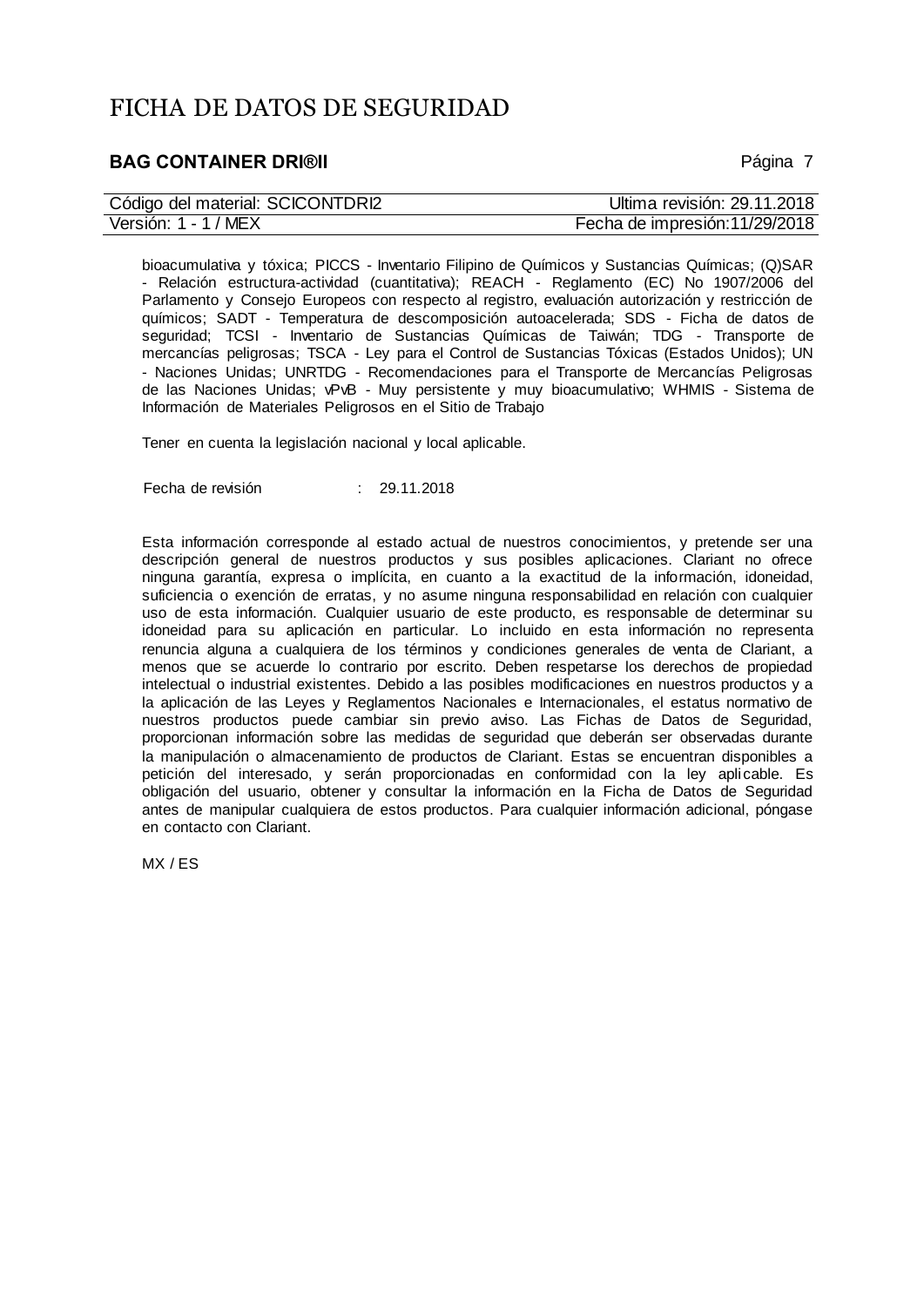bioacumulativa y tóxica; PICCS - Inventario Filipino de Químicos y Sustancias Químicas; (Q)SAR - Relación estructura-actividad (cuantitativa); REACH - Reglamento (EC) No 1907/2006 del Parlamento y Consejo Europeos con respecto al registro, evaluación autorización y restricción de químicos; SADT - Temperatura de descomposición autoacelerada; SDS - Ficha de datos de seguridad; TCSI - Inventario de Sustancias Químicas de Taiwán; TDG - Transporte de mercancías peligrosas; TSCA - Ley para el Control de Sustancias Tóxicas (Estados Unidos); UN - Naciones Unidas; UNRTDG - Recomendaciones para el Transporte de Mercancías Peligrosas de las Naciones Unidas; vPvB - Muy persistente y muy bioacumulativo; WHMIS - Sistema de Información de Materiales Peligrosos en el Sitio de Trabajo

Tener en cuenta la legislación nacional y local aplicable.

Fecha de revisión : 29.11.2018

Esta información corresponde al estado actual de nuestros conocimientos, y pretende ser una descripción general de nuestros productos y sus posibles aplicaciones. Clariant no ofrece ninguna garantía, expresa o implícita, en cuanto a la exactitud de la información, idoneidad, suficiencia o exención de erratas, y no asume ninguna responsabilidad en relación con cualquier uso de esta información. Cualquier usuario de este producto, es responsable de determinar su idoneidad para su aplicación en particular. Lo incluido en esta información no representa renuncia alguna a cualquiera de los términos y condiciones generales de venta de Clariant, a menos que se acuerde lo contrario por escrito. Deben respetarse los derechos de propiedad intelectual o industrial existentes. Debido a las posibles modificaciones en nuestros productos y a la aplicación de las Leyes y Reglamentos Nacionales e Internacionales, el estatus normativo de nuestros productos puede cambiar sin previo aviso. Las Fichas de Datos de Seguridad, proporcionan información sobre las medidas de seguridad que deberán ser observadas durante la manipulación o almacenamiento de productos de Clariant. Estas se encuentran disponibles a petición del interesado, y serán proporcionadas en conformidad con la ley aplicable. Es obligación del usuario, obtener y consultar la información en la Ficha de Datos de Seguridad antes de manipular cualquiera de estos productos. Para cualquier información adicional, póngase en contacto con Clariant.

MX / ES